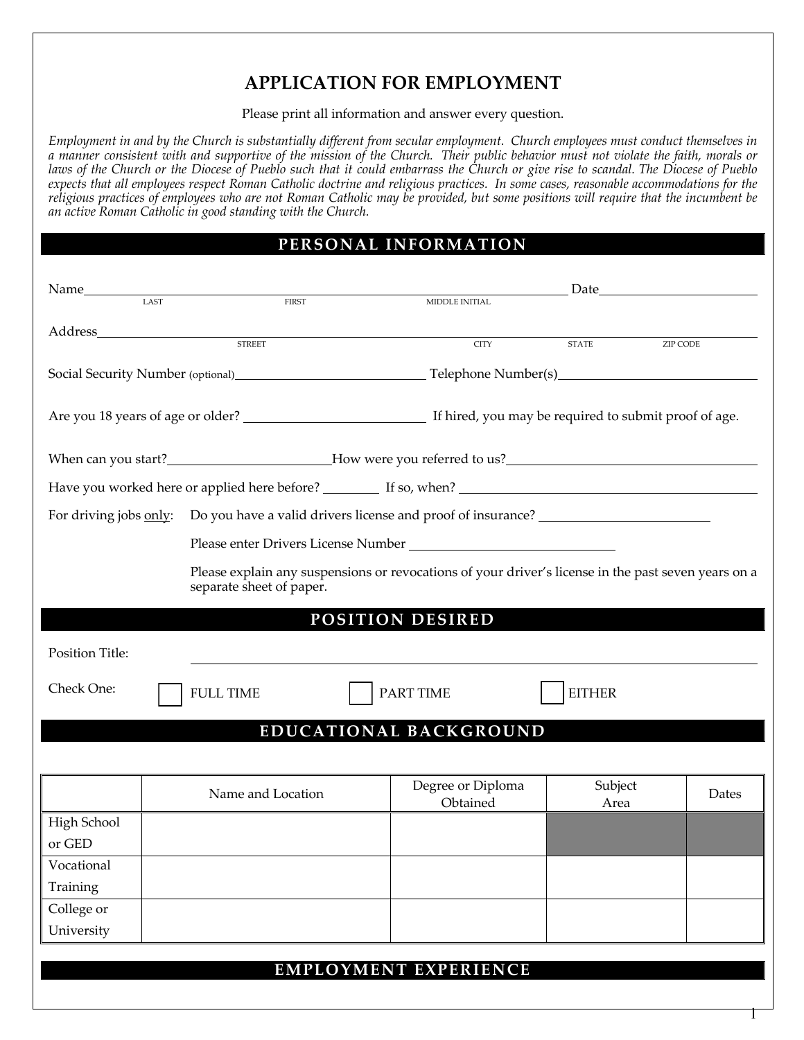# APPLICATION FOR EMPLOYMENT

Please print all information and answer every question.

*Employment in and by the Church is substantially different from secular employment. Church employees must conduct themselves in a manner consistent with and supportive of the mission of the Church. Their public behavior must not violate the faith, morals or laws of the Church or the Diocese of Pueblo such that it could embarrass the Church or give rise to scandal. The Diocese of Pueblo expects that all employees respect Roman Catholic doctrine and religious practices. In some cases, reasonable accommodations for the religious practices of employees who are not Roman Catholic may be provided, but some positions will require that the incumbent be an active Roman Catholic in good standing with the Church.*

## PERSONAL INFORMATION

Name ______________________________________________ Date ____________________
LAST FIRST MIDDLE INITIAL

Address ____________________________________________________________________
STREET CITY STATE ZIP CODE

Social Security Number (optional) ______________________ Telephone Number(s) ______________________

Are you 18 years of age or older? ______________________ If hired, you may be required to submit proof of age.

When can you start? ______________________ How were you referred to us? ______________________

Have you worked here or applied here before? ________ If so, when? ______________________

For driving jobs only: Do you have a valid drivers license and proof of insurance? ______________________

Please enter Drivers License Number ______________________

Please explain any suspensions or revocations of your driver's license in the past seven years on a separate sheet of paper.

## POSITION DESIRED

Position Title: ____________________________________________________________

Check One: ☐ FULL TIME ☐ PART TIME ☐ EITHER

## EDUCATIONAL BACKGROUND

| | Name and Location | Degree or Diploma Obtained | Subject Area | Dates |
|---|---|---|---|---|
| High School or GED | | | | |
| Vocational Training | | | | |
| College or University | | | | |

## EMPLOYMENT EXPERIENCE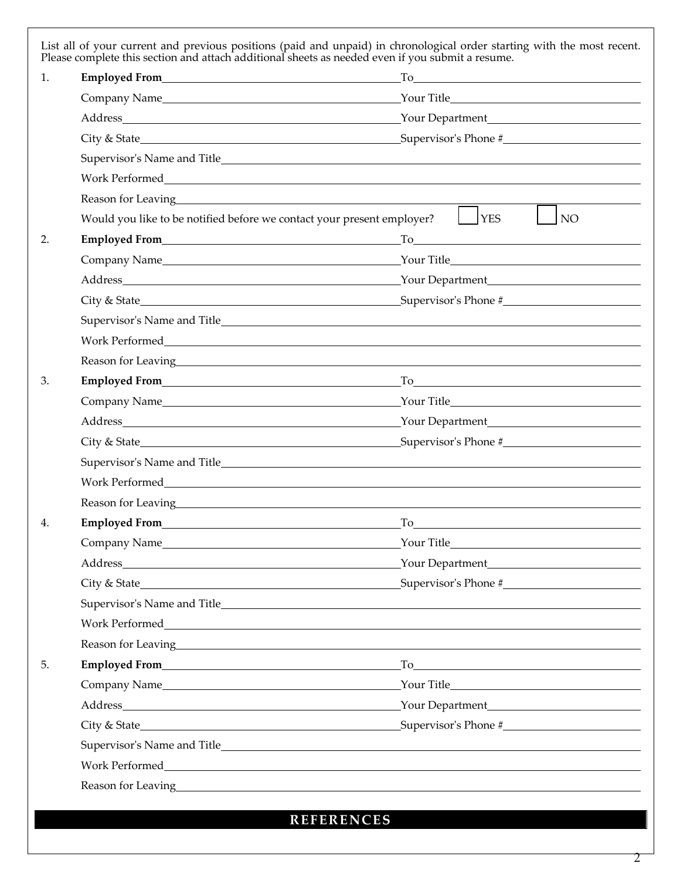List all of your current and previous positions (paid and unpaid) in chronological order starting with the most recent. Please complete this section and attach additional sheets as needed even if you submit a resume.

1. **Employed From**\_\_\_\_\_\_\_\_\_\_\_\_\_\_\_\_\_\_\_\_ To\_\_\_\_\_\_\_\_\_\_\_\_\_\_\_\_\_\_\_\_

   Company Name\_\_\_\_\_\_\_\_\_\_\_\_\_\_\_\_\_\_\_\_ Your Title\_\_\_\_\_\_\_\_\_\_\_\_\_\_\_\_\_\_\_\_

   Address\_\_\_\_\_\_\_\_\_\_\_\_\_\_\_\_\_\_\_\_ Your Department\_\_\_\_\_\_\_\_\_\_\_\_\_\_\_\_\_\_\_\_

   City & State\_\_\_\_\_\_\_\_\_\_\_\_\_\_\_\_\_\_\_\_ Supervisor's Phone #\_\_\_\_\_\_\_\_\_\_\_\_\_\_\_\_\_\_\_\_

   Supervisor's Name and Title\_\_\_\_\_\_\_\_\_\_\_\_\_\_\_\_\_\_\_\_

   Work Performed\_\_\_\_\_\_\_\_\_\_\_\_\_\_\_\_\_\_\_\_

   Reason for Leaving\_\_\_\_\_\_\_\_\_\_\_\_\_\_\_\_\_\_\_\_

   Would you like to be notified before we contact your present employer? ☐ YES ☐ NO

2. **Employed From**\_\_\_\_\_\_\_\_\_\_\_\_\_\_\_\_\_\_\_\_ To\_\_\_\_\_\_\_\_\_\_\_\_\_\_\_\_\_\_\_\_

   Company Name\_\_\_\_\_\_\_\_\_\_\_\_\_\_\_\_\_\_\_\_ Your Title\_\_\_\_\_\_\_\_\_\_\_\_\_\_\_\_\_\_\_\_

   Address\_\_\_\_\_\_\_\_\_\_\_\_\_\_\_\_\_\_\_\_ Your Department\_\_\_\_\_\_\_\_\_\_\_\_\_\_\_\_\_\_\_\_

   City & State\_\_\_\_\_\_\_\_\_\_\_\_\_\_\_\_\_\_\_\_ Supervisor's Phone #\_\_\_\_\_\_\_\_\_\_\_\_\_\_\_\_\_\_\_\_

   Supervisor's Name and Title\_\_\_\_\_\_\_\_\_\_\_\_\_\_\_\_\_\_\_\_

   Work Performed\_\_\_\_\_\_\_\_\_\_\_\_\_\_\_\_\_\_\_\_

   Reason for Leaving\_\_\_\_\_\_\_\_\_\_\_\_\_\_\_\_\_\_\_\_

3. **Employed From**\_\_\_\_\_\_\_\_\_\_\_\_\_\_\_\_\_\_\_\_ To\_\_\_\_\_\_\_\_\_\_\_\_\_\_\_\_\_\_\_\_

   Company Name\_\_\_\_\_\_\_\_\_\_\_\_\_\_\_\_\_\_\_\_ Your Title\_\_\_\_\_\_\_\_\_\_\_\_\_\_\_\_\_\_\_\_

   Address\_\_\_\_\_\_\_\_\_\_\_\_\_\_\_\_\_\_\_\_ Your Department\_\_\_\_\_\_\_\_\_\_\_\_\_\_\_\_\_\_\_\_

   City & State\_\_\_\_\_\_\_\_\_\_\_\_\_\_\_\_\_\_\_\_ Supervisor's Phone #\_\_\_\_\_\_\_\_\_\_\_\_\_\_\_\_\_\_\_\_

   Supervisor's Name and Title\_\_\_\_\_\_\_\_\_\_\_\_\_\_\_\_\_\_\_\_

   Work Performed\_\_\_\_\_\_\_\_\_\_\_\_\_\_\_\_\_\_\_\_

   Reason for Leaving\_\_\_\_\_\_\_\_\_\_\_\_\_\_\_\_\_\_\_\_

4. **Employed From**\_\_\_\_\_\_\_\_\_\_\_\_\_\_\_\_\_\_\_\_ To\_\_\_\_\_\_\_\_\_\_\_\_\_\_\_\_\_\_\_\_

   Company Name\_\_\_\_\_\_\_\_\_\_\_\_\_\_\_\_\_\_\_\_ Your Title\_\_\_\_\_\_\_\_\_\_\_\_\_\_\_\_\_\_\_\_

   Address\_\_\_\_\_\_\_\_\_\_\_\_\_\_\_\_\_\_\_\_ Your Department\_\_\_\_\_\_\_\_\_\_\_\_\_\_\_\_\_\_\_\_

   City & State\_\_\_\_\_\_\_\_\_\_\_\_\_\_\_\_\_\_\_\_ Supervisor's Phone #\_\_\_\_\_\_\_\_\_\_\_\_\_\_\_\_\_\_\_\_

   Supervisor's Name and Title\_\_\_\_\_\_\_\_\_\_\_\_\_\_\_\_\_\_\_\_

   Work Performed\_\_\_\_\_\_\_\_\_\_\_\_\_\_\_\_\_\_\_\_

   Reason for Leaving\_\_\_\_\_\_\_\_\_\_\_\_\_\_\_\_\_\_\_\_

5. **Employed From**\_\_\_\_\_\_\_\_\_\_\_\_\_\_\_\_\_\_\_\_ To\_\_\_\_\_\_\_\_\_\_\_\_\_\_\_\_\_\_\_\_

   Company Name\_\_\_\_\_\_\_\_\_\_\_\_\_\_\_\_\_\_\_\_ Your Title\_\_\_\_\_\_\_\_\_\_\_\_\_\_\_\_\_\_\_\_

   Address\_\_\_\_\_\_\_\_\_\_\_\_\_\_\_\_\_\_\_\_ Your Department\_\_\_\_\_\_\_\_\_\_\_\_\_\_\_\_\_\_\_\_

   City & State\_\_\_\_\_\_\_\_\_\_\_\_\_\_\_\_\_\_\_\_ Supervisor's Phone #\_\_\_\_\_\_\_\_\_\_\_\_\_\_\_\_\_\_\_\_

   Supervisor's Name and Title\_\_\_\_\_\_\_\_\_\_\_\_\_\_\_\_\_\_\_\_

   Work Performed\_\_\_\_\_\_\_\_\_\_\_\_\_\_\_\_\_\_\_\_

   Reason for Leaving\_\_\_\_\_\_\_\_\_\_\_\_\_\_\_\_\_\_\_\_

## REFERENCES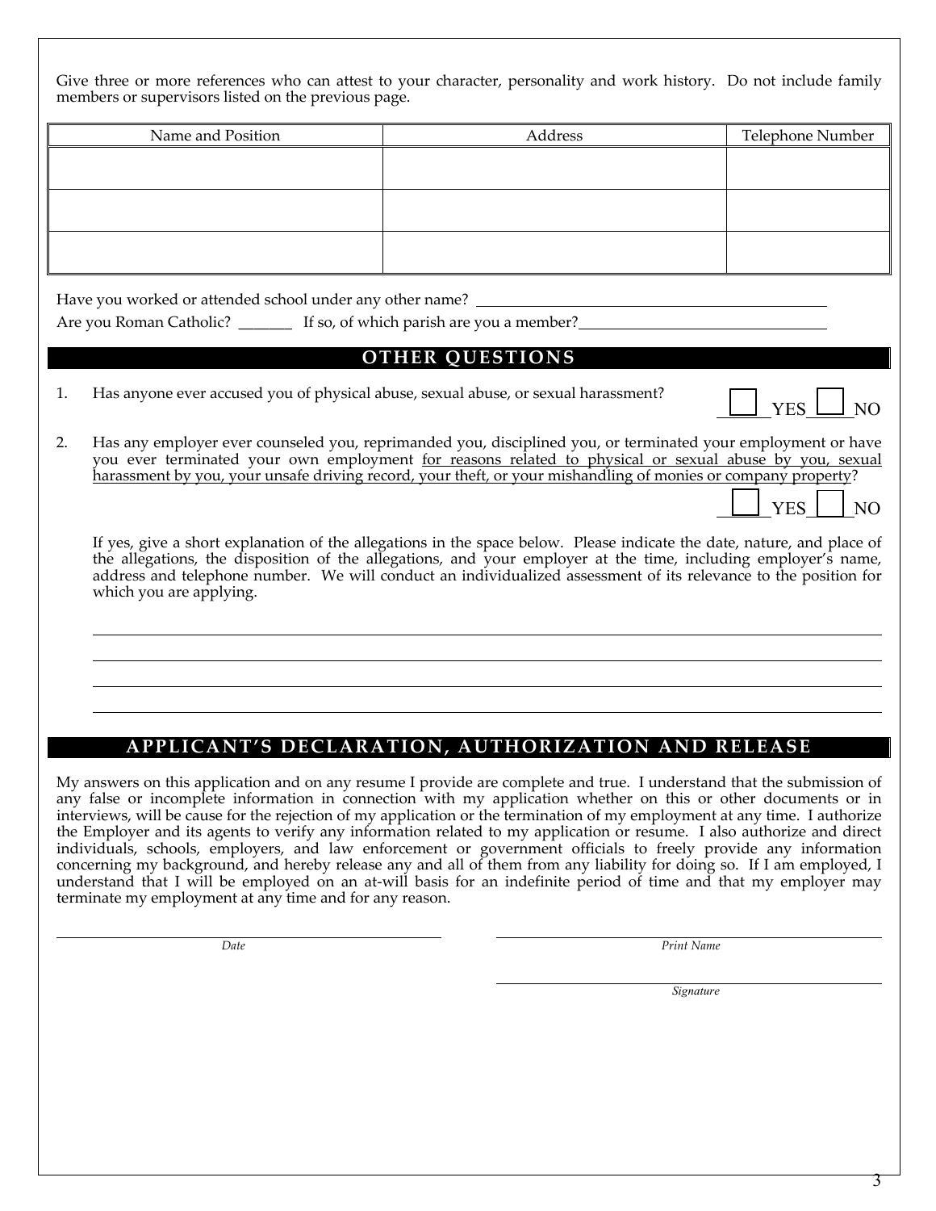Give three or more references who can attest to your character, personality and work history. Do not include family members or supervisors listed on the previous page.

| Name and Position | Address | Telephone Number |
|---|---|---|
| | | |
| | | |
| | | |

Have you worked or attended school under any other name? ____________________________________________

Are you Roman Catholic? _______ If so, of which parish are you a member?________________________________

## OTHER QUESTIONS

1. Has anyone ever accused you of physical abuse, sexual abuse, or sexual harassment? ☐ YES ☐ NO

2. Has any employer ever counseled you, reprimanded you, disciplined you, or terminated your employment or have you ever terminated your own employment <u>for reasons related to physical or sexual abuse by you, sexual harassment by you, your unsafe driving record, your theft, or your mishandling of monies or company property</u>? ☐ YES ☐ NO

   If yes, give a short explanation of the allegations in the space below. Please indicate the date, nature, and place of the allegations, the disposition of the allegations, and your employer at the time, including employer's name, address and telephone number. We will conduct an individualized assessment of its relevance to the position for which you are applying.

   ____________________________________________________________________________________

   ____________________________________________________________________________________

   ____________________________________________________________________________________

   ____________________________________________________________________________________

## APPLICANT'S DECLARATION, AUTHORIZATION AND RELEASE

My answers on this application and on any resume I provide are complete and true. I understand that the submission of any false or incomplete information in connection with my application whether on this or other documents or in interviews, will be cause for the rejection of my application or the termination of my employment at any time. I authorize the Employer and its agents to verify any information related to my application or resume. I also authorize and direct individuals, schools, employers, and law enforcement or government officials to freely provide any information concerning my background, and hereby release any and all of them from any liability for doing so. If I am employed, I understand that I will be employed on an at-will basis for an indefinite period of time and that my employer may terminate my employment at any time and for any reason.

______________________________ *Date*

______________________________ *Print Name*

______________________________ *Signature*